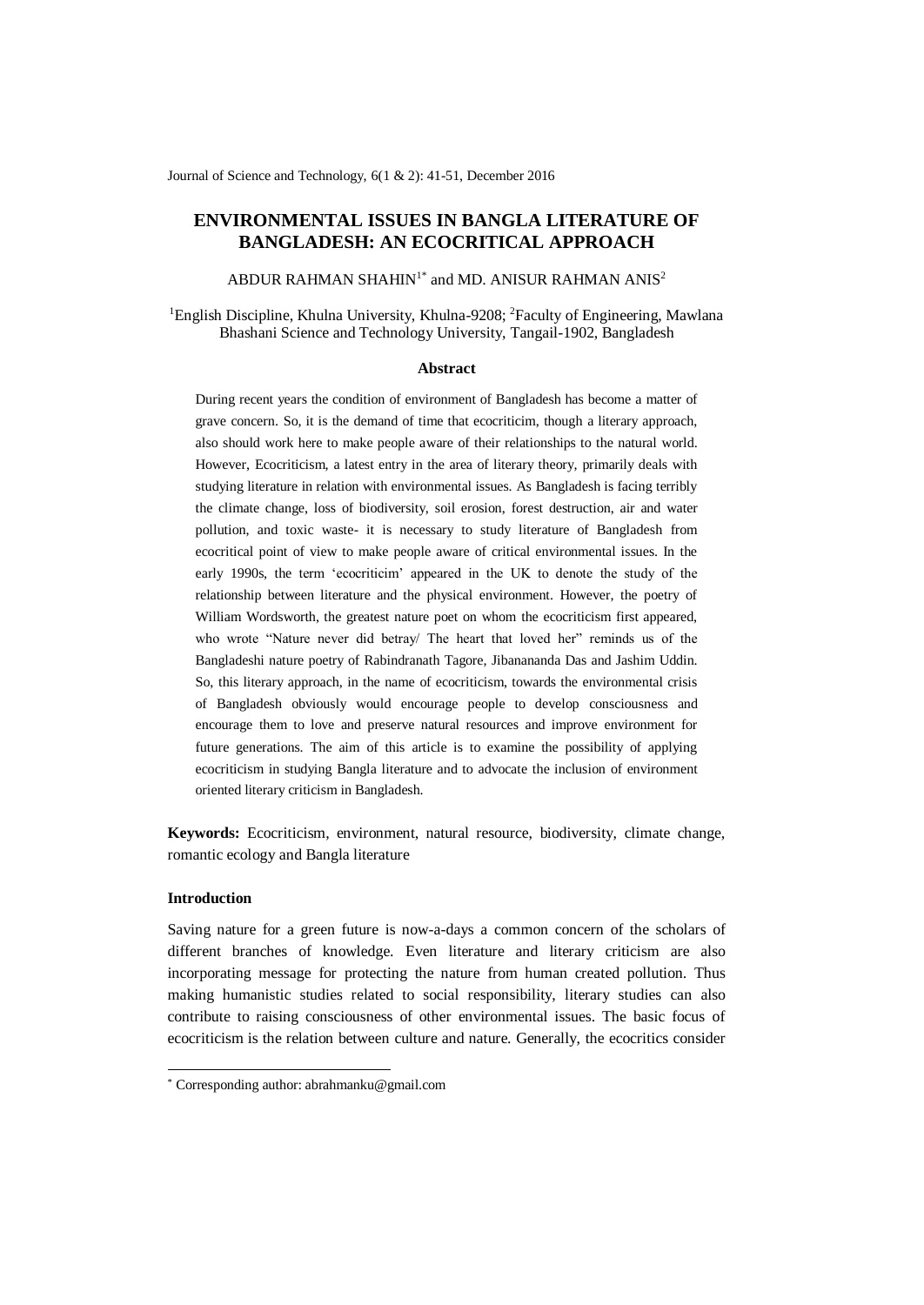# ENVIRONMENTAL ISSUES IN BANGLA LITERATURE OF BANGLADESH: AN ECOCRITICAL APPROACH

ABDUR RAHMAN SHAHIN[1*] and MD. ANISUR RAHMAN ANIS[2]

[1]English Discipline, Khulna University, Khulna-9208; [2]Faculty of Engineering, Mawlana Bhashani Science and Technology University, Tangail-1902, Bangladesh

### Abstract

During recent years the condition of environment of Bangladesh has become a matter of grave concern. So, it is the demand of time that ecocriticim, though a literary approach, also should work here to make people aware of their relationships to the natural world. However, Ecocriticism, a latest entry in the area of literary theory, primarily deals with studying literature in relation with environmental issues. As Bangladesh is facing terribly the climate change, loss of biodiversity, soil erosion, forest destruction, air and water pollution, and toxic waste- it is necessary to study literature of Bangladesh from ecocritical point of view to make people aware of critical environmental issues. In the early 1990s, the term 'ecocriticim' appeared in the UK to denote the study of the relationship between literature and the physical environment. However, the poetry of William Wordsworth, the greatest nature poet on whom the ecocriticism first appeared, who wrote "Nature never did betray/ The heart that loved her" reminds us of the Bangladeshi nature poetry of Rabindranath Tagore, Jibanananda Das and Jashim Uddin. So, this literary approach, in the name of ecocriticism, towards the environmental crisis of Bangladesh obviously would encourage people to develop consciousness and encourage them to love and preserve natural resources and improve environment for future generations. The aim of this article is to examine the possibility of applying ecocriticism in studying Bangla literature and to advocate the inclusion of environment oriented literary criticism in Bangladesh.

**Keywords:** Ecocriticism, environment, natural resource, biodiversity, climate change, romantic ecology and Bangla literature

### Introduction

Saving nature for a green future is now-a-days a common concern of the scholars of different branches of knowledge. Even literature and literary criticism are also incorporating message for protecting the nature from human created pollution. Thus making humanistic studies related to social responsibility, literary studies can also contribute to raising consciousness of other environmental issues. The basic focus of ecocriticism is the relation between culture and nature. Generally, the ecocritics consider

[*] Corresponding author: abrahmanku@gmail.com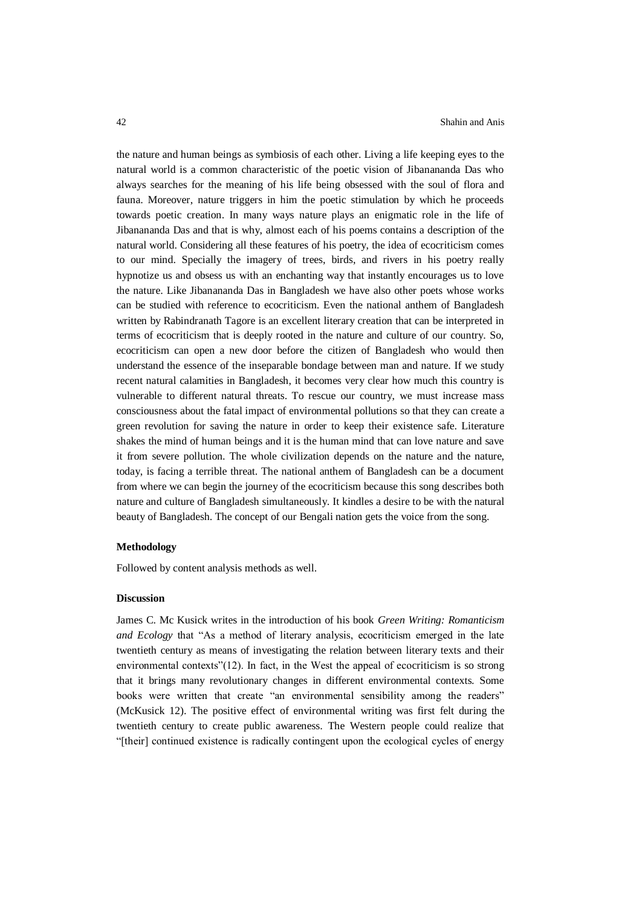the nature and human beings as symbiosis of each other. Living a life keeping eyes to the natural world is a common characteristic of the poetic vision of Jibanananda Das who always searches for the meaning of his life being obsessed with the soul of flora and fauna. Moreover, nature triggers in him the poetic stimulation by which he proceeds towards poetic creation. In many ways nature plays an enigmatic role in the life of Jibanananda Das and that is why, almost each of his poems contains a description of the natural world. Considering all these features of his poetry, the idea of ecocriticism comes to our mind. Specially the imagery of trees, birds, and rivers in his poetry really hypnotize us and obsess us with an enchanting way that instantly encourages us to love the nature. Like Jibanananda Das in Bangladesh we have also other poets whose works can be studied with reference to ecocriticism. Even the national anthem of Bangladesh written by Rabindranath Tagore is an excellent literary creation that can be interpreted in terms of ecocriticism that is deeply rooted in the nature and culture of our country. So, ecocriticism can open a new door before the citizen of Bangladesh who would then understand the essence of the inseparable bondage between man and nature. If we study recent natural calamities in Bangladesh, it becomes very clear how much this country is vulnerable to different natural threats. To rescue our country, we must increase mass consciousness about the fatal impact of environmental pollutions so that they can create a green revolution for saving the nature in order to keep their existence safe. Literature shakes the mind of human beings and it is the human mind that can love nature and save it from severe pollution. The whole civilization depends on the nature and the nature, today, is facing a terrible threat. The national anthem of Bangladesh can be a document from where we can begin the journey of the ecocriticism because this song describes both nature and culture of Bangladesh simultaneously. It kindles a desire to be with the natural beauty of Bangladesh. The concept of our Bengali nation gets the voice from the song.

### Methodology

Followed by content analysis methods as well.

### Discussion

James C. Mc Kusick writes in the introduction of his book *Green Writing: Romanticism and Ecology* that "As a method of literary analysis, ecocriticism emerged in the late twentieth century as means of investigating the relation between literary texts and their environmental contexts"(12). In fact, in the West the appeal of ecocriticism is so strong that it brings many revolutionary changes in different environmental contexts. Some books were written that create "an environmental sensibility among the readers" (McKusick 12). The positive effect of environmental writing was first felt during the twentieth century to create public awareness. The Western people could realize that "[their] continued existence is radically contingent upon the ecological cycles of energy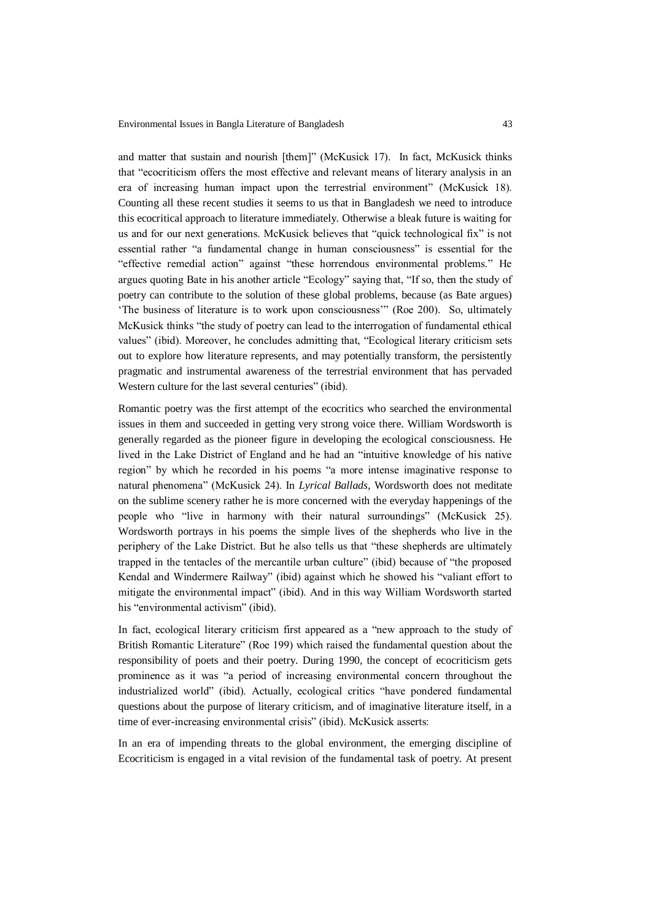and matter that sustain and nourish [them]" (McKusick 17). In fact, McKusick thinks that "ecocriticism offers the most effective and relevant means of literary analysis in an era of increasing human impact upon the terrestrial environment" (McKusick 18). Counting all these recent studies it seems to us that in Bangladesh we need to introduce this ecocritical approach to literature immediately. Otherwise a bleak future is waiting for us and for our next generations. McKusick believes that "quick technological fix" is not essential rather "a fundamental change in human consciousness" is essential for the "effective remedial action" against "these horrendous environmental problems." He argues quoting Bate in his another article "Ecology" saying that, "If so, then the study of poetry can contribute to the solution of these global problems, because (as Bate argues) 'The business of literature is to work upon consciousness'" (Roe 200). So, ultimately McKusick thinks "the study of poetry can lead to the interrogation of fundamental ethical values" (ibid). Moreover, he concludes admitting that, "Ecological literary criticism sets out to explore how literature represents, and may potentially transform, the persistently pragmatic and instrumental awareness of the terrestrial environment that has pervaded Western culture for the last several centuries" (ibid).

Romantic poetry was the first attempt of the ecocritics who searched the environmental issues in them and succeeded in getting very strong voice there. William Wordsworth is generally regarded as the pioneer figure in developing the ecological consciousness. He lived in the Lake District of England and he had an "intuitive knowledge of his native region" by which he recorded in his poems "a more intense imaginative response to natural phenomena" (McKusick 24). In *Lyrical Ballads,* Wordsworth does not meditate on the sublime scenery rather he is more concerned with the everyday happenings of the people who "live in harmony with their natural surroundings" (McKusick 25). Wordsworth portrays in his poems the simple lives of the shepherds who live in the periphery of the Lake District. But he also tells us that "these shepherds are ultimately trapped in the tentacles of the mercantile urban culture" (ibid) because of "the proposed Kendal and Windermere Railway" (ibid) against which he showed his "valiant effort to mitigate the environmental impact" (ibid). And in this way William Wordsworth started his "environmental activism" (ibid).

In fact, ecological literary criticism first appeared as a "new approach to the study of British Romantic Literature" (Roe 199) which raised the fundamental question about the responsibility of poets and their poetry. During 1990, the concept of ecocriticism gets prominence as it was "a period of increasing environmental concern throughout the industrialized world" (ibid). Actually, ecological critics "have pondered fundamental questions about the purpose of literary criticism, and of imaginative literature itself, in a time of ever-increasing environmental crisis" (ibid). McKusick asserts:

In an era of impending threats to the global environment, the emerging discipline of Ecocriticism is engaged in a vital revision of the fundamental task of poetry. At present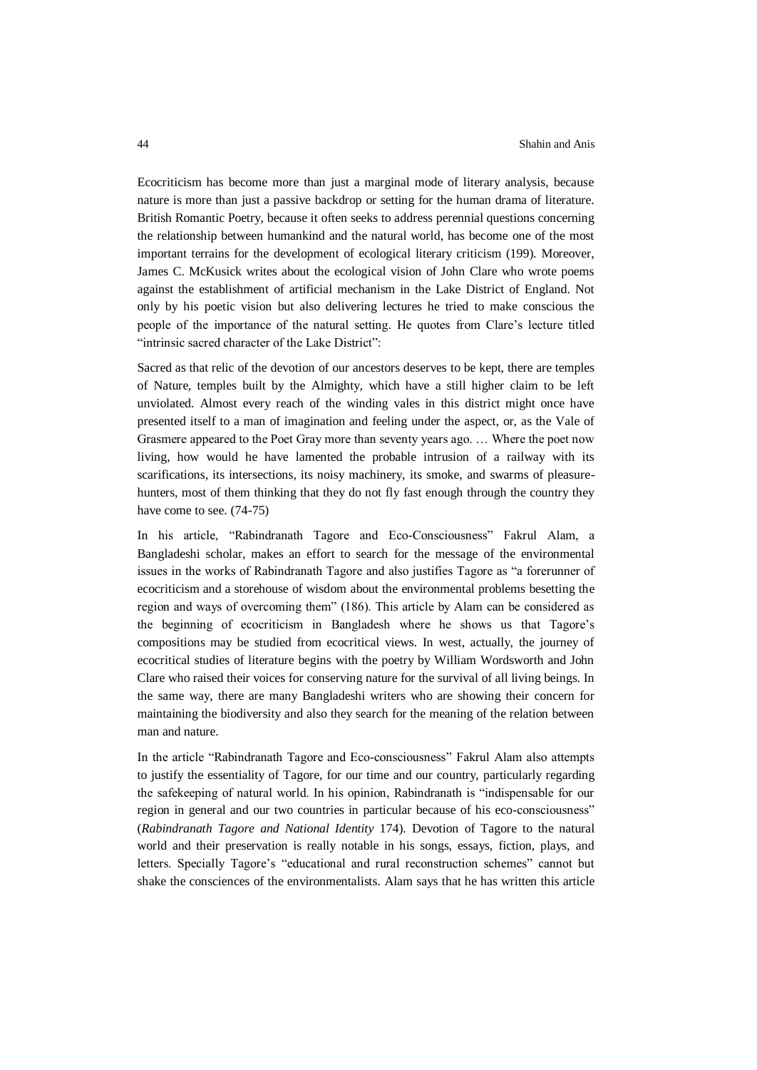Ecocriticism has become more than just a marginal mode of literary analysis, because nature is more than just a passive backdrop or setting for the human drama of literature. British Romantic Poetry, because it often seeks to address perennial questions concerning the relationship between humankind and the natural world, has become one of the most important terrains for the development of ecological literary criticism (199). Moreover, James C. McKusick writes about the ecological vision of John Clare who wrote poems against the establishment of artificial mechanism in the Lake District of England. Not only by his poetic vision but also delivering lectures he tried to make conscious the people of the importance of the natural setting. He quotes from Clare's lecture titled "intrinsic sacred character of the Lake District":

Sacred as that relic of the devotion of our ancestors deserves to be kept, there are temples of Nature, temples built by the Almighty, which have a still higher claim to be left unviolated. Almost every reach of the winding vales in this district might once have presented itself to a man of imagination and feeling under the aspect, or, as the Vale of Grasmere appeared to the Poet Gray more than seventy years ago. … Where the poet now living, how would he have lamented the probable intrusion of a railway with its scarifications, its intersections, its noisy machinery, its smoke, and swarms of pleasure-hunters, most of them thinking that they do not fly fast enough through the country they have come to see. (74-75)

In his article, "Rabindranath Tagore and Eco-Consciousness" Fakrul Alam, a Bangladeshi scholar, makes an effort to search for the message of the environmental issues in the works of Rabindranath Tagore and also justifies Tagore as "a forerunner of ecocriticism and a storehouse of wisdom about the environmental problems besetting the region and ways of overcoming them" (186). This article by Alam can be considered as the beginning of ecocriticism in Bangladesh where he shows us that Tagore's compositions may be studied from ecocritical views. In west, actually, the journey of ecocritical studies of literature begins with the poetry by William Wordsworth and John Clare who raised their voices for conserving nature for the survival of all living beings. In the same way, there are many Bangladeshi writers who are showing their concern for maintaining the biodiversity and also they search for the meaning of the relation between man and nature.

In the article "Rabindranath Tagore and Eco-consciousness" Fakrul Alam also attempts to justify the essentiality of Tagore, for our time and our country, particularly regarding the safekeeping of natural world. In his opinion, Rabindranath is "indispensable for our region in general and our two countries in particular because of his eco-consciousness" (*Rabindranath Tagore and National Identity* 174). Devotion of Tagore to the natural world and their preservation is really notable in his songs, essays, fiction, plays, and letters. Specially Tagore's "educational and rural reconstruction schemes" cannot but shake the consciences of the environmentalists. Alam says that he has written this article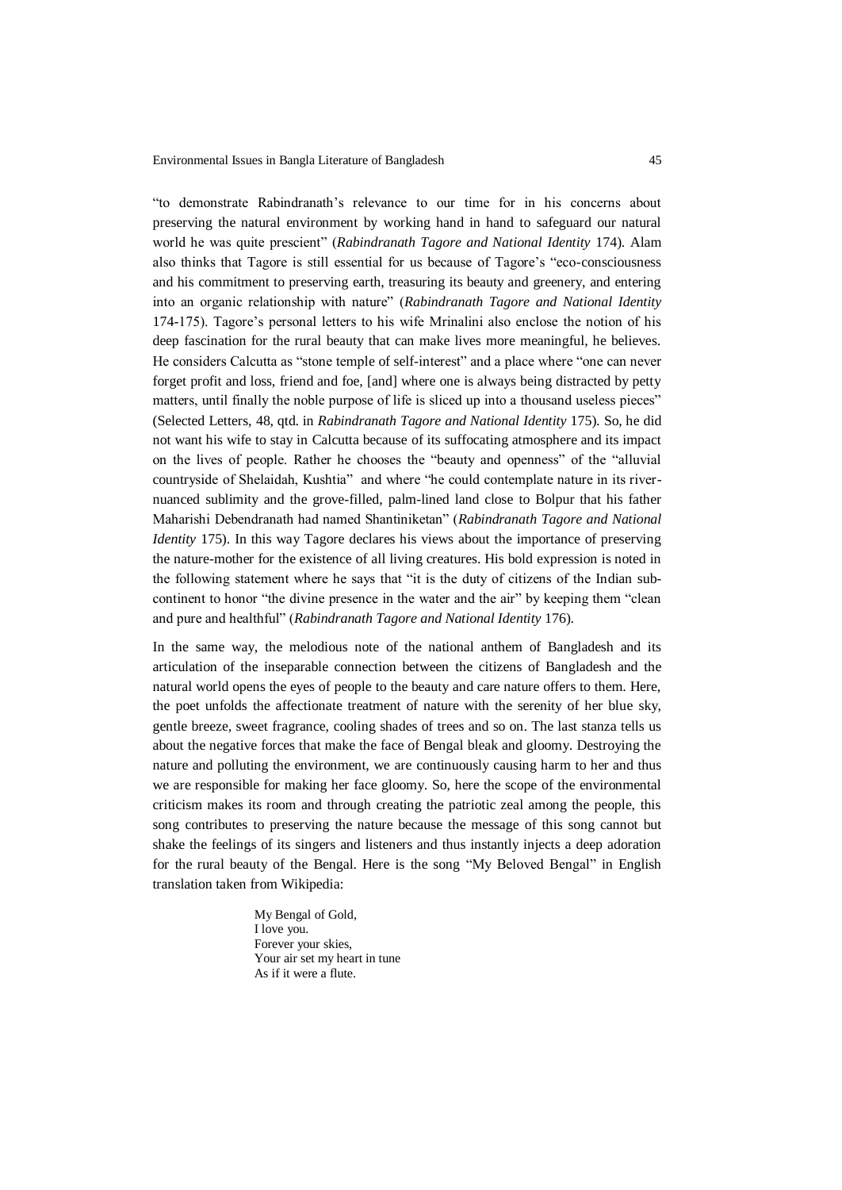"to demonstrate Rabindranath's relevance to our time for in his concerns about preserving the natural environment by working hand in hand to safeguard our natural world he was quite prescient" (*Rabindranath Tagore and National Identity* 174). Alam also thinks that Tagore is still essential for us because of Tagore's "eco-consciousness and his commitment to preserving earth, treasuring its beauty and greenery, and entering into an organic relationship with nature" (*Rabindranath Tagore and National Identity* 174-175). Tagore's personal letters to his wife Mrinalini also enclose the notion of his deep fascination for the rural beauty that can make lives more meaningful, he believes. He considers Calcutta as "stone temple of self-interest" and a place where "one can never forget profit and loss, friend and foe, [and] where one is always being distracted by petty matters, until finally the noble purpose of life is sliced up into a thousand useless pieces" (Selected Letters, 48, qtd. in *Rabindranath Tagore and National Identity* 175). So, he did not want his wife to stay in Calcutta because of its suffocating atmosphere and its impact on the lives of people. Rather he chooses the "beauty and openness" of the "alluvial countryside of Shelaidah, Kushtia" and where "he could contemplate nature in its river-nuanced sublimity and the grove-filled, palm-lined land close to Bolpur that his father Maharishi Debendranath had named Shantiniketan" (*Rabindranath Tagore and National Identity* 175). In this way Tagore declares his views about the importance of preserving the nature-mother for the existence of all living creatures. His bold expression is noted in the following statement where he says that "it is the duty of citizens of the Indian sub-continent to honor "the divine presence in the water and the air" by keeping them "clean and pure and healthful" (*Rabindranath Tagore and National Identity* 176).

In the same way, the melodious note of the national anthem of Bangladesh and its articulation of the inseparable connection between the citizens of Bangladesh and the natural world opens the eyes of people to the beauty and care nature offers to them. Here, the poet unfolds the affectionate treatment of nature with the serenity of her blue sky, gentle breeze, sweet fragrance, cooling shades of trees and so on. The last stanza tells us about the negative forces that make the face of Bengal bleak and gloomy. Destroying the nature and polluting the environment, we are continuously causing harm to her and thus we are responsible for making her face gloomy. So, here the scope of the environmental criticism makes its room and through creating the patriotic zeal among the people, this song contributes to preserving the nature because the message of this song cannot but shake the feelings of its singers and listeners and thus instantly injects a deep adoration for the rural beauty of the Bengal. Here is the song "My Beloved Bengal" in English translation taken from Wikipedia:

> My Bengal of Gold,
> I love you.
> Forever your skies,
> Your air set my heart in tune
> As if it were a flute.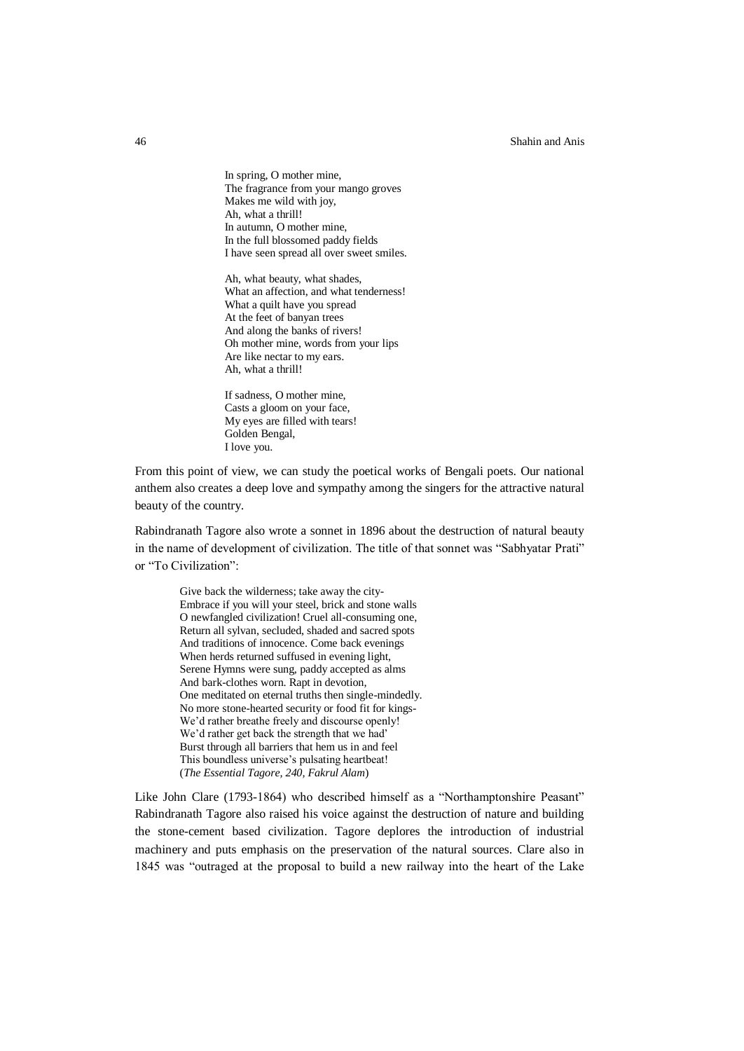> In spring, O mother mine,
> The fragrance from your mango groves
> Makes me wild with joy,
> Ah, what a thrill!
> In autumn, O mother mine,
> In the full blossomed paddy fields
> I have seen spread all over sweet smiles.
>
> Ah, what beauty, what shades,
> What an affection, and what tenderness!
> What a quilt have you spread
> At the feet of banyan trees
> And along the banks of rivers!
> Oh mother mine, words from your lips
> Are like nectar to my ears.
> Ah, what a thrill!
>
> If sadness, O mother mine,
> Casts a gloom on your face,
> My eyes are filled with tears!
> Golden Bengal,
> I love you.

From this point of view, we can study the poetical works of Bengali poets. Our national anthem also creates a deep love and sympathy among the singers for the attractive natural beauty of the country.

Rabindranath Tagore also wrote a sonnet in 1896 about the destruction of natural beauty in the name of development of civilization. The title of that sonnet was "Sabhyatar Prati" or "To Civilization":

> Give back the wilderness; take away the city-
> Embrace if you will your steel, brick and stone walls
> O newfangled civilization! Cruel all-consuming one,
> Return all sylvan, secluded, shaded and sacred spots
> And traditions of innocence. Come back evenings
> When herds returned suffused in evening light,
> Serene Hymns were sung, paddy accepted as alms
> And bark-clothes worn. Rapt in devotion,
> One meditated on eternal truths then single-mindedly.
> No more stone-hearted security or food fit for kings-
> We'd rather breathe freely and discourse openly!
> We'd rather get back the strength that we had'
> Burst through all barriers that hem us in and feel
> This boundless universe's pulsating heartbeat!
> (*The Essential Tagore, 240, Fakrul Alam*)

Like John Clare (1793-1864) who described himself as a "Northamptonshire Peasant" Rabindranath Tagore also raised his voice against the destruction of nature and building the stone-cement based civilization. Tagore deplores the introduction of industrial machinery and puts emphasis on the preservation of the natural sources. Clare also in 1845 was "outraged at the proposal to build a new railway into the heart of the Lake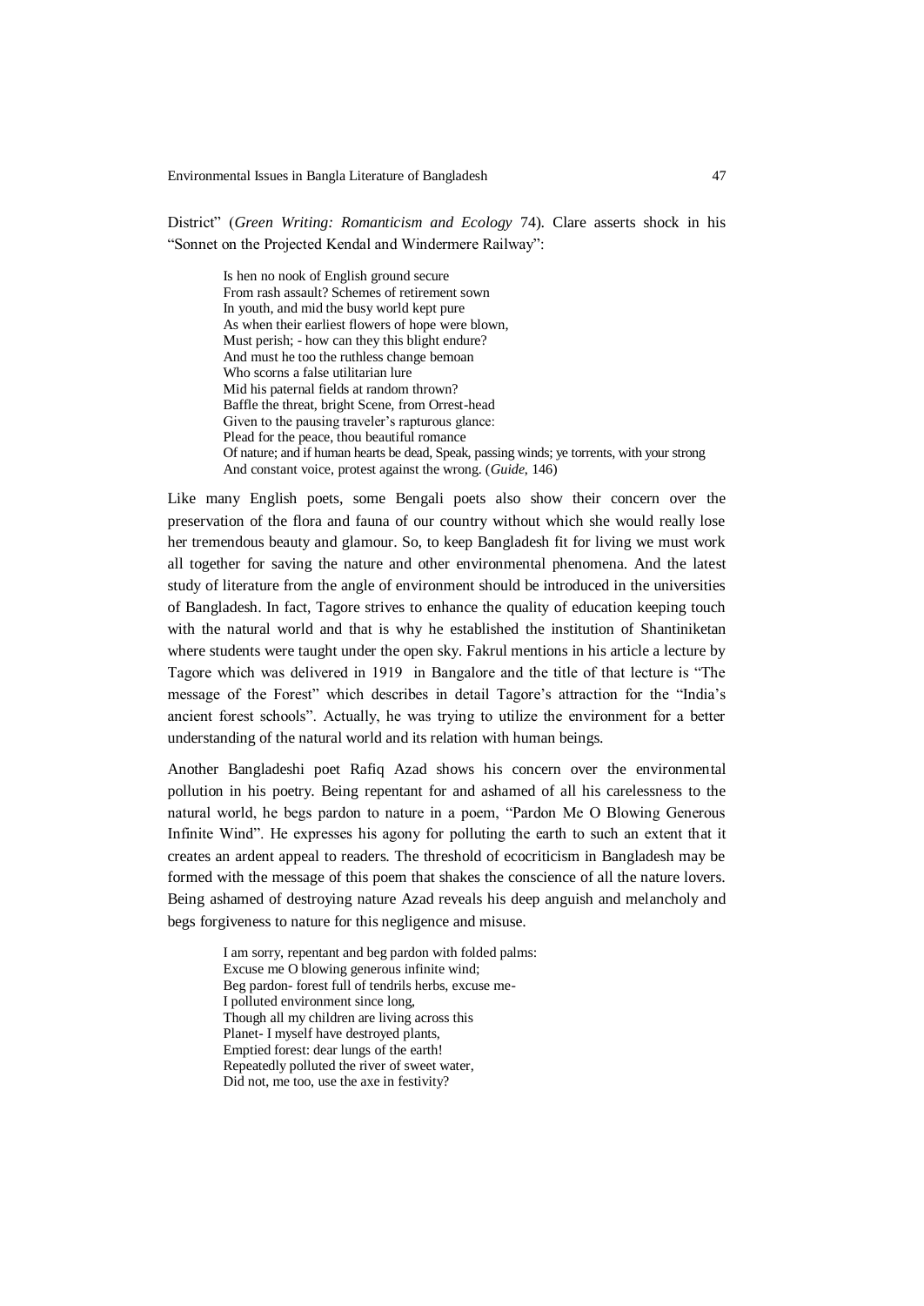District" (*Green Writing: Romanticism and Ecology* 74). Clare asserts shock in his "Sonnet on the Projected Kendal and Windermere Railway":

> Is hen no nook of English ground secure
> From rash assault? Schemes of retirement sown
> In youth, and mid the busy world kept pure
> As when their earliest flowers of hope were blown,
> Must perish; - how can they this blight endure?
> And must he too the ruthless change bemoan
> Who scorns a false utilitarian lure
> Mid his paternal fields at random thrown?
> Baffle the threat, bright Scene, from Orrest-head
> Given to the pausing traveler's rapturous glance:
> Plead for the peace, thou beautiful romance
> Of nature; and if human hearts be dead, Speak, passing winds; ye torrents, with your strong
> And constant voice, protest against the wrong. (*Guide,* 146)

Like many English poets, some Bengali poets also show their concern over the preservation of the flora and fauna of our country without which she would really lose her tremendous beauty and glamour. So, to keep Bangladesh fit for living we must work all together for saving the nature and other environmental phenomena. And the latest study of literature from the angle of environment should be introduced in the universities of Bangladesh. In fact, Tagore strives to enhance the quality of education keeping touch with the natural world and that is why he established the institution of Shantiniketan where students were taught under the open sky. Fakrul mentions in his article a lecture by Tagore which was delivered in 1919 in Bangalore and the title of that lecture is "The message of the Forest" which describes in detail Tagore's attraction for the "India's ancient forest schools". Actually, he was trying to utilize the environment for a better understanding of the natural world and its relation with human beings.

Another Bangladeshi poet Rafiq Azad shows his concern over the environmental pollution in his poetry. Being repentant for and ashamed of all his carelessness to the natural world, he begs pardon to nature in a poem, "Pardon Me O Blowing Generous Infinite Wind". He expresses his agony for polluting the earth to such an extent that it creates an ardent appeal to readers. The threshold of ecocriticism in Bangladesh may be formed with the message of this poem that shakes the conscience of all the nature lovers. Being ashamed of destroying nature Azad reveals his deep anguish and melancholy and begs forgiveness to nature for this negligence and misuse.

> I am sorry, repentant and beg pardon with folded palms:
> Excuse me O blowing generous infinite wind;
> Beg pardon- forest full of tendrils herbs, excuse me-
> I polluted environment since long,
> Though all my children are living across this
> Planet- I myself have destroyed plants,
> Emptied forest: dear lungs of the earth!
> Repeatedly polluted the river of sweet water,
> Did not, me too, use the axe in festivity?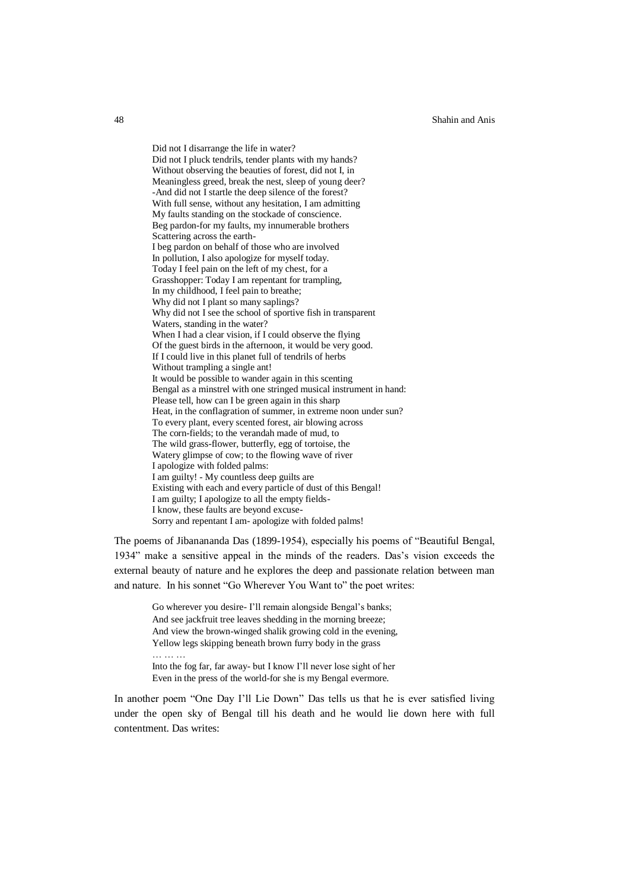> Did not I disarrange the life in water?
> Did not I pluck tendrils, tender plants with my hands?
> Without observing the beauties of forest, did not I, in
> Meaningless greed, break the nest, sleep of young deer?
> -And did not I startle the deep silence of the forest?
> With full sense, without any hesitation, I am admitting
> My faults standing on the stockade of conscience.
> Beg pardon-for my faults, my innumerable brothers
> Scattering across the earth-
> I beg pardon on behalf of those who are involved
> In pollution, I also apologize for myself today.
> Today I feel pain on the left of my chest, for a
> Grasshopper: Today I am repentant for trampling,
> In my childhood, I feel pain to breathe;
> Why did not I plant so many saplings?
> Why did not I see the school of sportive fish in transparent
> Waters, standing in the water?
> When I had a clear vision, if I could observe the flying
> Of the guest birds in the afternoon, it would be very good.
> If I could live in this planet full of tendrils of herbs
> Without trampling a single ant!
> It would be possible to wander again in this scenting
> Bengal as a minstrel with one stringed musical instrument in hand:
> Please tell, how can I be green again in this sharp
> Heat, in the conflagration of summer, in extreme noon under sun?
> To every plant, every scented forest, air blowing across
> The corn-fields; to the verandah made of mud, to
> The wild grass-flower, butterfly, egg of tortoise, the
> Watery glimpse of cow; to the flowing wave of river
> I apologize with folded palms:
> I am guilty! - My countless deep guilts are
> Existing with each and every particle of dust of this Bengal!
> I am guilty; I apologize to all the empty fields-
> I know, these faults are beyond excuse-
> Sorry and repentant I am- apologize with folded palms!

The poems of Jibanananda Das (1899-1954), especially his poems of "Beautiful Bengal, 1934" make a sensitive appeal in the minds of the readers. Das's vision exceeds the external beauty of nature and he explores the deep and passionate relation between man and nature. In his sonnet "Go Wherever You Want to" the poet writes:

> Go wherever you desire- I'll remain alongside Bengal's banks;
> And see jackfruit tree leaves shedding in the morning breeze;
> And view the brown-winged shalik growing cold in the evening,
> Yellow legs skipping beneath brown furry body in the grass
> … … …
> Into the fog far, far away- but I know I'll never lose sight of her
> Even in the press of the world-for she is my Bengal evermore.

In another poem "One Day I'll Lie Down" Das tells us that he is ever satisfied living under the open sky of Bengal till his death and he would lie down here with full contentment. Das writes: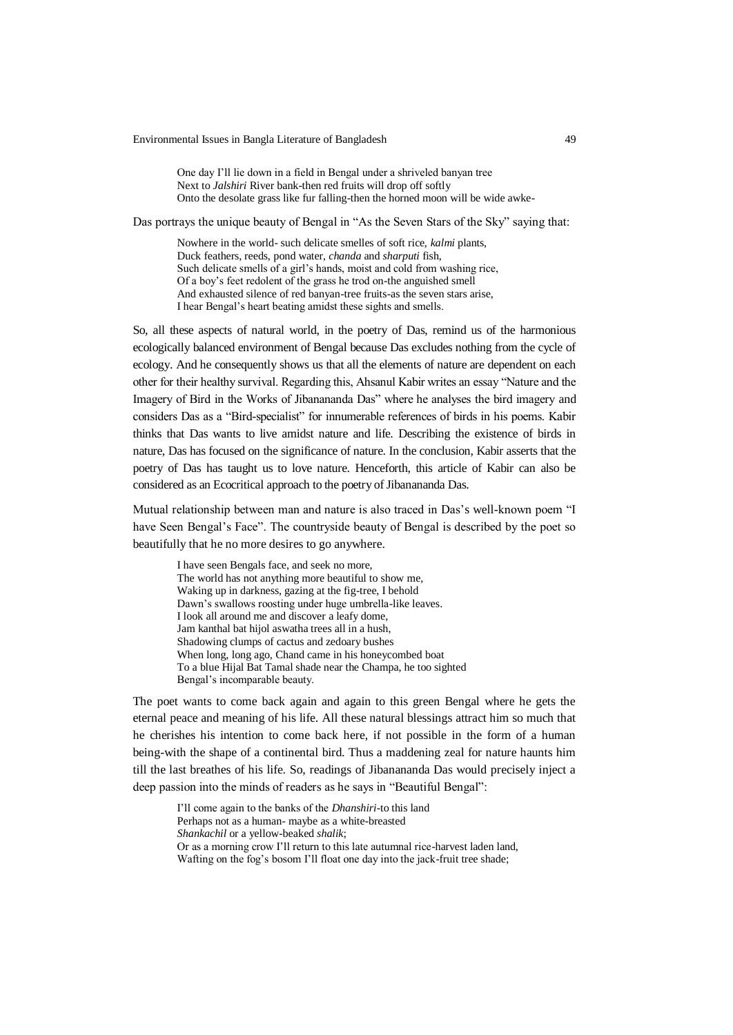> One day I'll lie down in a field in Bengal under a shriveled banyan tree
> Next to *Jalshiri* River bank-then red fruits will drop off softly
> Onto the desolate grass like fur falling-then the horned moon will be wide awke-

Das portrays the unique beauty of Bengal in "As the Seven Stars of the Sky" saying that:

> Nowhere in the world- such delicate smelles of soft rice, *kalmi* plants,
> Duck feathers, reeds, pond water, *chanda* and *sharputi* fish,
> Such delicate smells of a girl's hands, moist and cold from washing rice,
> Of a boy's feet redolent of the grass he trod on-the anguished smell
> And exhausted silence of red banyan-tree fruits-as the seven stars arise,
> I hear Bengal's heart beating amidst these sights and smells.

So, all these aspects of natural world, in the poetry of Das, remind us of the harmonious ecologically balanced environment of Bengal because Das excludes nothing from the cycle of ecology. And he consequently shows us that all the elements of nature are dependent on each other for their healthy survival. Regarding this, Ahsanul Kabir writes an essay "Nature and the Imagery of Bird in the Works of Jibanananda Das" where he analyses the bird imagery and considers Das as a "Bird-specialist" for innumerable references of birds in his poems. Kabir thinks that Das wants to live amidst nature and life. Describing the existence of birds in nature, Das has focused on the significance of nature. In the conclusion, Kabir asserts that the poetry of Das has taught us to love nature. Henceforth, this article of Kabir can also be considered as an Ecocritical approach to the poetry of Jibanananda Das.

Mutual relationship between man and nature is also traced in Das's well-known poem "I have Seen Bengal's Face". The countryside beauty of Bengal is described by the poet so beautifully that he no more desires to go anywhere.

> I have seen Bengals face, and seek no more,
> The world has not anything more beautiful to show me,
> Waking up in darkness, gazing at the fig-tree, I behold
> Dawn's swallows roosting under huge umbrella-like leaves.
> I look all around me and discover a leafy dome,
> Jam kanthal bat hijol aswatha trees all in a hush,
> Shadowing clumps of cactus and zedoary bushes
> When long, long ago, Chand came in his honeycombed boat
> To a blue Hijal Bat Tamal shade near the Champa, he too sighted
> Bengal's incomparable beauty.

The poet wants to come back again and again to this green Bengal where he gets the eternal peace and meaning of his life. All these natural blessings attract him so much that he cherishes his intention to come back here, if not possible in the form of a human being-with the shape of a continental bird. Thus a maddening zeal for nature haunts him till the last breathes of his life. So, readings of Jibanananda Das would precisely inject a deep passion into the minds of readers as he says in "Beautiful Bengal":

> I'll come again to the banks of the *Dhanshiri*-to this land
> Perhaps not as a human- maybe as a white-breasted
> *Shankachil* or a yellow-beaked *shalik*;
> Or as a morning crow I'll return to this late autumnal rice-harvest laden land,
> Wafting on the fog's bosom I'll float one day into the jack-fruit tree shade;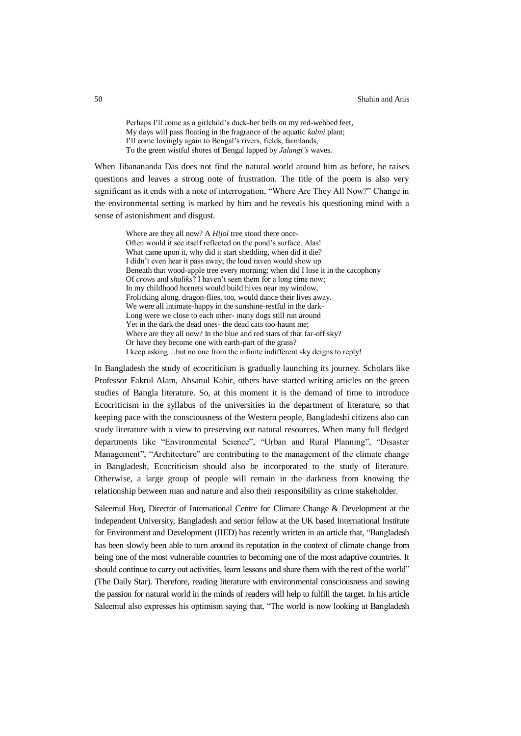> Perhaps I'll come as a girlchild's duck-her bells on my red-webbed feet,
> My days will pass floating in the fragrance of the aquatic *kalmi* plant;
> I'll come lovingly again to Bengal's rivers, fields, farmlands,
> To the green wistful shores of Bengal lapped by *Jalangi's* waves.

When Jibanananda Das does not find the natural world around him as before, he raises questions and leaves a strong note of frustration. The title of the poem is also very significant as it ends with a note of interrogation, "Where Are They All Now?" Change in the environmental setting is marked by him and he reveals his questioning mind with a sense of astonishment and disgust.

> Where are they all now? A *Hijol* tree stood there once-
> Often would it see itself reflected on the pond's surface. Alas!
> What came upon it, why did it start shedding, when did it die?
> I didn't even hear it pass away; the loud raven would show up
> Beneath that wood-apple tree every morning; when did I lose it in the cacophony
> Of *crows* and *shaliks*? I haven't seen them for a long time now;
> In my childhood hornets would build hives near my window,
> Frolicking along, dragon-flies, too, would dance their lives away.
> We were all intimate-happy in the sunshine-restful in the dark-
> Long were we close to each other- many dogs still run around
> Yet in the dark the dead ones- the dead cats too-haunt me;
> Where are they all now? In the blue and red stars of that far-off sky?
> Or have they become one with earth-part of the grass?
> I keep asking…but no one from the infinite indifferent sky deigns to reply!

In Bangladesh the study of ecocriticism is gradually launching its journey. Scholars like Professor Fakrul Alam, Ahsanul Kabir, others have started writing articles on the green studies of Bangla literature. So, at this moment it is the demand of time to introduce Ecocriticism in the syllabus of the universities in the department of literature, so that keeping pace with the consciousness of the Western people, Bangladeshi citizens also can study literature with a view to preserving our natural resources. When many full fledged departments like "Environmental Science", "Urban and Rural Planning", "Disaster Management", "Architecture" are contributing to the management of the climate change in Bangladesh, Ecocriticism should also be incorporated to the study of literature. Otherwise, a large group of people will remain in the darkness from knowing the relationship between man and nature and also their responsibility as crime stakeholder.

Saleemul Huq, Director of International Centre for Climate Change & Development at the Independent University, Bangladesh and senior fellow at the UK based International Institute for Environment and Development (IIED) has recently written in an article that, "Bangladesh has been slowly been able to turn around its reputation in the context of climate change from being one of the most vulnerable countries to becoming one of the most adaptive countries. It should continue to carry out activities, learn lessons and share them with the rest of the world" (The Daily Star). Therefore, reading literature with environmental consciousness and sowing the passion for natural world in the minds of readers will help to fulfill the target. In his article Saleemul also expresses his optimism saying that, "The world is now looking at Bangladesh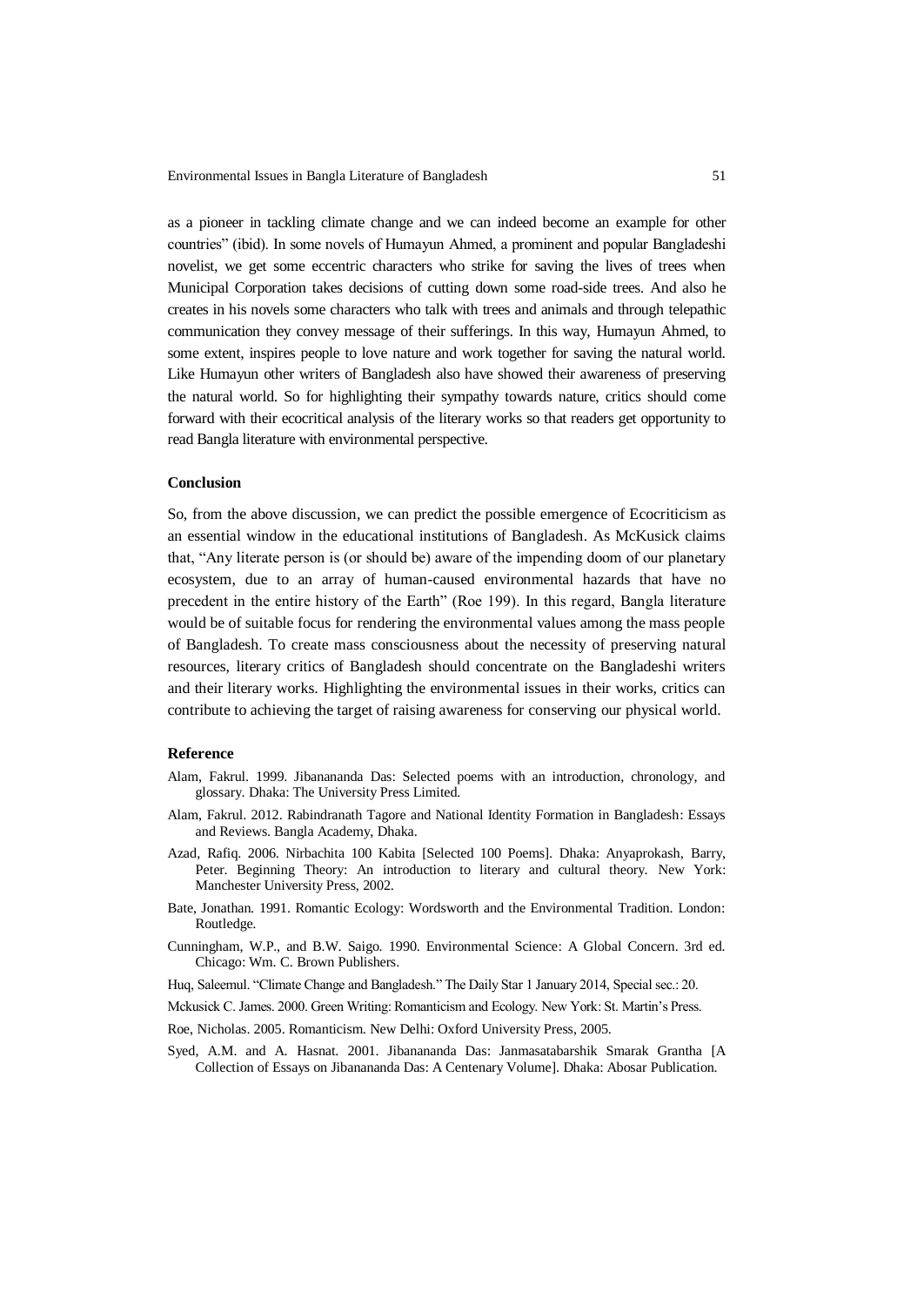as a pioneer in tackling climate change and we can indeed become an example for other countries" (ibid). In some novels of Humayun Ahmed, a prominent and popular Bangladeshi novelist, we get some eccentric characters who strike for saving the lives of trees when Municipal Corporation takes decisions of cutting down some road-side trees. And also he creates in his novels some characters who talk with trees and animals and through telepathic communication they convey message of their sufferings. In this way, Humayun Ahmed, to some extent, inspires people to love nature and work together for saving the natural world. Like Humayun other writers of Bangladesh also have showed their awareness of preserving the natural world. So for highlighting their sympathy towards nature, critics should come forward with their ecocritical analysis of the literary works so that readers get opportunity to read Bangla literature with environmental perspective.

### Conclusion

So, from the above discussion, we can predict the possible emergence of Ecocriticism as an essential window in the educational institutions of Bangladesh. As McKusick claims that, "Any literate person is (or should be) aware of the impending doom of our planetary ecosystem, due to an array of human-caused environmental hazards that have no precedent in the entire history of the Earth" (Roe 199). In this regard, Bangla literature would be of suitable focus for rendering the environmental values among the mass people of Bangladesh. To create mass consciousness about the necessity of preserving natural resources, literary critics of Bangladesh should concentrate on the Bangladeshi writers and their literary works. Highlighting the environmental issues in their works, critics can contribute to achieving the target of raising awareness for conserving our physical world.

### Reference

Alam, Fakrul. 1999. Jibanananda Das: Selected poems with an introduction, chronology, and glossary. Dhaka: The University Press Limited.

Alam, Fakrul. 2012. Rabindranath Tagore and National Identity Formation in Bangladesh: Essays and Reviews. Bangla Academy, Dhaka.

Azad, Rafiq. 2006. Nirbachita 100 Kabita [Selected 100 Poems]. Dhaka: Anyaprokash, Barry, Peter. Beginning Theory: An introduction to literary and cultural theory. New York: Manchester University Press, 2002.

Bate, Jonathan. 1991. Romantic Ecology: Wordsworth and the Environmental Tradition. London: Routledge.

Cunningham, W.P., and B.W. Saigo. 1990. Environmental Science: A Global Concern. 3rd ed. Chicago: Wm. C. Brown Publishers.

Huq, Saleemul. "Climate Change and Bangladesh." The Daily Star 1 January 2014, Special sec.: 20.

Mckusick C. James. 2000. Green Writing: Romanticism and Ecology. New York: St. Martin's Press.

Roe, Nicholas. 2005. Romanticism. New Delhi: Oxford University Press, 2005.

Syed, A.M. and A. Hasnat. 2001. Jibanananda Das: Janmasatabarshik Smarak Grantha [A Collection of Essays on Jibanananda Das: A Centenary Volume]. Dhaka: Abosar Publication.